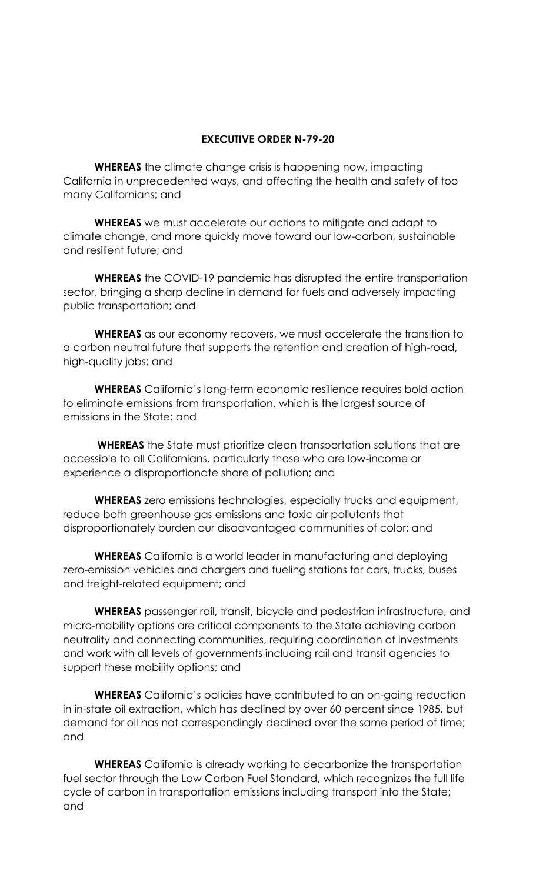# EXECUTIVE ORDER N-79-20

**WHEREAS** the climate change crisis is happening now, impacting California in unprecedented ways, and affecting the health and safety of too many Californians; and

**WHEREAS** we must accelerate our actions to mitigate and adapt to climate change, and more quickly move toward our low-carbon, sustainable and resilient future; and

**WHEREAS** the COVID-19 pandemic has disrupted the entire transportation sector, bringing a sharp decline in demand for fuels and adversely impacting public transportation; and

**WHEREAS** as our economy recovers, we must accelerate the transition to a carbon neutral future that supports the retention and creation of high-road, high-quality jobs; and

**WHEREAS** California's long-term economic resilience requires bold action to eliminate emissions from transportation, which is the largest source of emissions in the State; and

**WHEREAS** the State must prioritize clean transportation solutions that are accessible to all Californians, particularly those who are low-income or experience a disproportionate share of pollution; and

**WHEREAS** zero emissions technologies, especially trucks and equipment, reduce both greenhouse gas emissions and toxic air pollutants that disproportionately burden our disadvantaged communities of color; and

**WHEREAS** California is a world leader in manufacturing and deploying zero-emission vehicles and chargers and fueling stations for cars, trucks, buses and freight-related equipment; and

**WHEREAS** passenger rail, transit, bicycle and pedestrian infrastructure, and micro-mobility options are critical components to the State achieving carbon neutrality and connecting communities, requiring coordination of investments and work with all levels of governments including rail and transit agencies to support these mobility options; and

**WHEREAS** California's policies have contributed to an on-going reduction in in-state oil extraction, which has declined by over 60 percent since 1985, but demand for oil has not correspondingly declined over the same period of time; and

**WHEREAS** California is already working to decarbonize the transportation fuel sector through the Low Carbon Fuel Standard, which recognizes the full life cycle of carbon in transportation emissions including transport into the State; and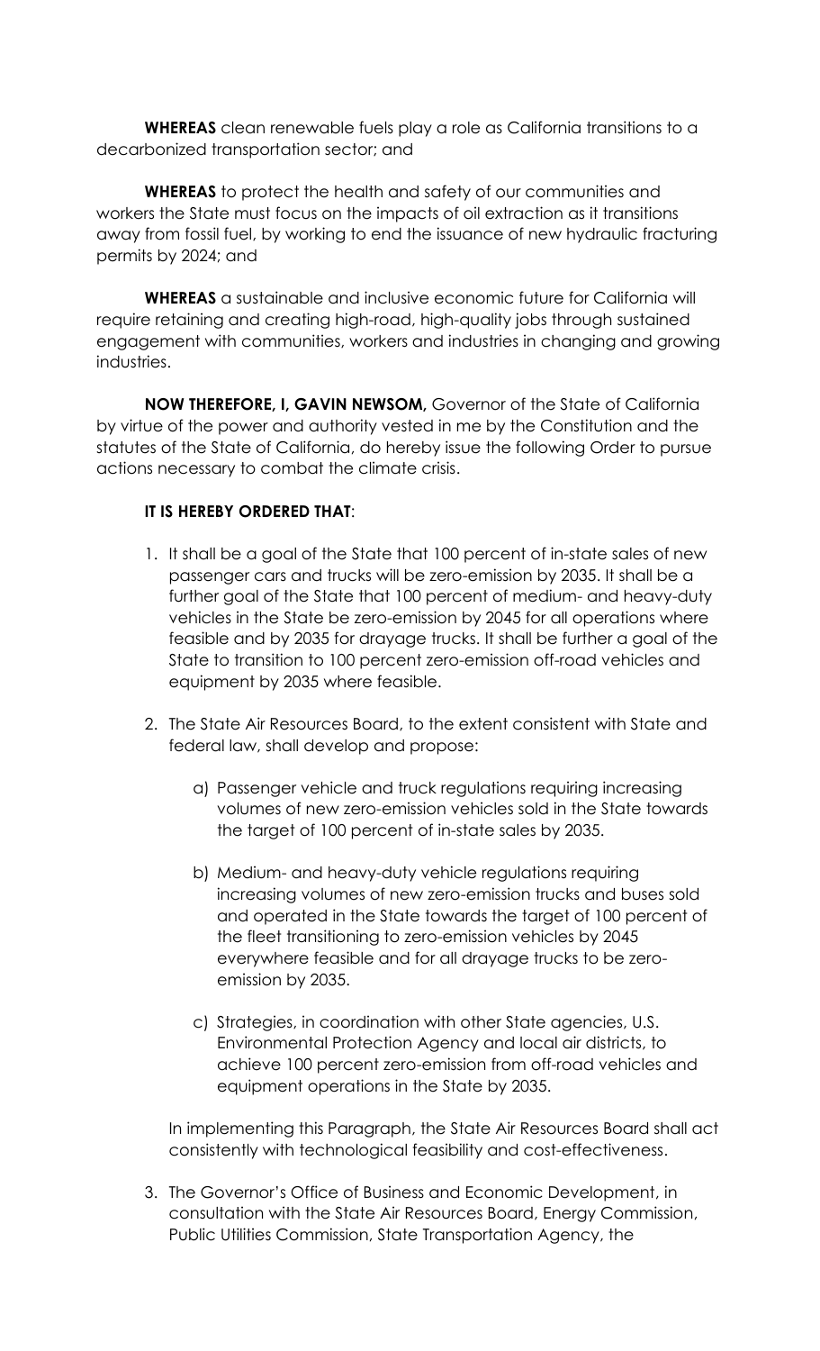**WHEREAS** clean renewable fuels play a role as California transitions to a decarbonized transportation sector; and

**WHEREAS** to protect the health and safety of our communities and workers the State must focus on the impacts of oil extraction as it transitions away from fossil fuel, by working to end the issuance of new hydraulic fracturing permits by 2024; and

**WHEREAS** a sustainable and inclusive economic future for California will require retaining and creating high-road, high-quality jobs through sustained engagement with communities, workers and industries in changing and growing industries.

**NOW THEREFORE, I, GAVIN NEWSOM,** Governor of the State of California by virtue of the power and authority vested in me by the Constitution and the statutes of the State of California, do hereby issue the following Order to pursue actions necessary to combat the climate crisis.

**IT IS HEREBY ORDERED THAT**:

1. It shall be a goal of the State that 100 percent of in-state sales of new passenger cars and trucks will be zero-emission by 2035. It shall be a further goal of the State that 100 percent of medium- and heavy-duty vehicles in the State be zero-emission by 2045 for all operations where feasible and by 2035 for drayage trucks. It shall be further a goal of the State to transition to 100 percent zero-emission off-road vehicles and equipment by 2035 where feasible.

2. The State Air Resources Board, to the extent consistent with State and federal law, shall develop and propose:

    a) Passenger vehicle and truck regulations requiring increasing volumes of new zero-emission vehicles sold in the State towards the target of 100 percent of in-state sales by 2035.

    b) Medium- and heavy-duty vehicle regulations requiring increasing volumes of new zero-emission trucks and buses sold and operated in the State towards the target of 100 percent of the fleet transitioning to zero-emission vehicles by 2045 everywhere feasible and for all drayage trucks to be zero-emission by 2035.

    c) Strategies, in coordination with other State agencies, U.S. Environmental Protection Agency and local air districts, to achieve 100 percent zero-emission from off-road vehicles and equipment operations in the State by 2035.

    In implementing this Paragraph, the State Air Resources Board shall act consistently with technological feasibility and cost-effectiveness.

3. The Governor's Office of Business and Economic Development, in consultation with the State Air Resources Board, Energy Commission, Public Utilities Commission, State Transportation Agency, the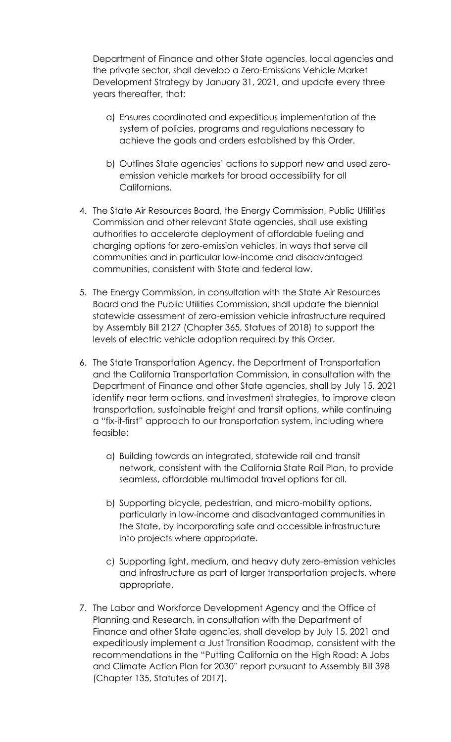Department of Finance and other State agencies, local agencies and the private sector, shall develop a Zero-Emissions Vehicle Market Development Strategy by January 31, 2021, and update every three years thereafter, that:

a) Ensures coordinated and expeditious implementation of the system of policies, programs and regulations necessary to achieve the goals and orders established by this Order.

b) Outlines State agencies' actions to support new and used zero-emission vehicle markets for broad accessibility for all Californians.

4. The State Air Resources Board, the Energy Commission, Public Utilities Commission and other relevant State agencies, shall use existing authorities to accelerate deployment of affordable fueling and charging options for zero-emission vehicles, in ways that serve all communities and in particular low-income and disadvantaged communities, consistent with State and federal law.

5. The Energy Commission, in consultation with the State Air Resources Board and the Public Utilities Commission, shall update the biennial statewide assessment of zero-emission vehicle infrastructure required by Assembly Bill 2127 (Chapter 365, Statues of 2018) to support the levels of electric vehicle adoption required by this Order.

6. The State Transportation Agency, the Department of Transportation and the California Transportation Commission, in consultation with the Department of Finance and other State agencies, shall by July 15, 2021 identify near term actions, and investment strategies, to improve clean transportation, sustainable freight and transit options, while continuing a "fix-it-first" approach to our transportation system, including where feasible:

   a) Building towards an integrated, statewide rail and transit network, consistent with the California State Rail Plan, to provide seamless, affordable multimodal travel options for all.

   b) Supporting bicycle, pedestrian, and micro-mobility options, particularly in low-income and disadvantaged communities in the State, by incorporating safe and accessible infrastructure into projects where appropriate.

   c) Supporting light, medium, and heavy duty zero-emission vehicles and infrastructure as part of larger transportation projects, where appropriate.

7. The Labor and Workforce Development Agency and the Office of Planning and Research, in consultation with the Department of Finance and other State agencies, shall develop by July 15, 2021 and expeditiously implement a Just Transition Roadmap, consistent with the recommendations in the "Putting California on the High Road: A Jobs and Climate Action Plan for 2030" report pursuant to Assembly Bill 398 (Chapter 135, Statutes of 2017).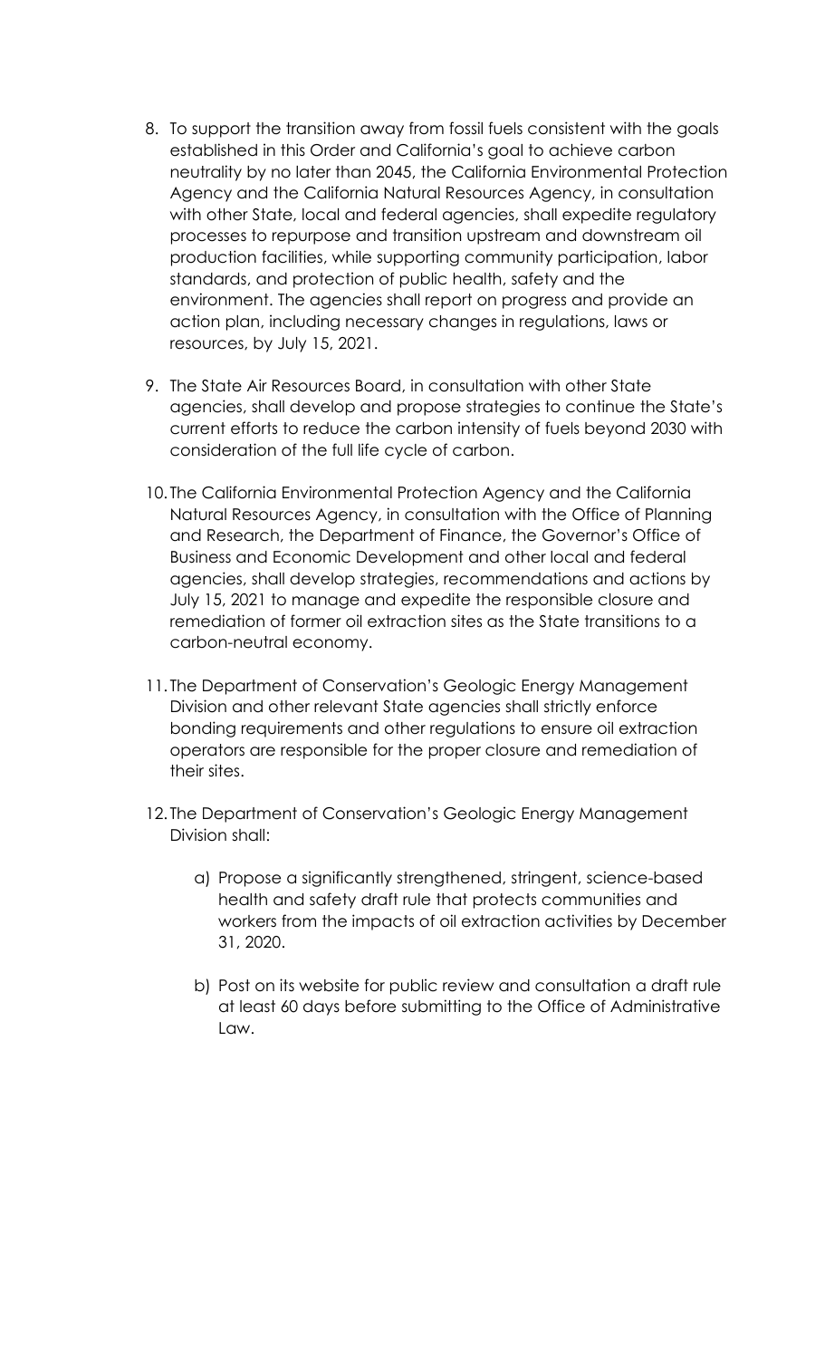8. To support the transition away from fossil fuels consistent with the goals established in this Order and California's goal to achieve carbon neutrality by no later than 2045, the California Environmental Protection Agency and the California Natural Resources Agency, in consultation with other State, local and federal agencies, shall expedite regulatory processes to repurpose and transition upstream and downstream oil production facilities, while supporting community participation, labor standards, and protection of public health, safety and the environment. The agencies shall report on progress and provide an action plan, including necessary changes in regulations, laws or resources, by July 15, 2021.

9. The State Air Resources Board, in consultation with other State agencies, shall develop and propose strategies to continue the State's current efforts to reduce the carbon intensity of fuels beyond 2030 with consideration of the full life cycle of carbon.

10. The California Environmental Protection Agency and the California Natural Resources Agency, in consultation with the Office of Planning and Research, the Department of Finance, the Governor's Office of Business and Economic Development and other local and federal agencies, shall develop strategies, recommendations and actions by July 15, 2021 to manage and expedite the responsible closure and remediation of former oil extraction sites as the State transitions to a carbon-neutral economy.

11. The Department of Conservation's Geologic Energy Management Division and other relevant State agencies shall strictly enforce bonding requirements and other regulations to ensure oil extraction operators are responsible for the proper closure and remediation of their sites.

12. The Department of Conservation's Geologic Energy Management Division shall:

    a) Propose a significantly strengthened, stringent, science-based health and safety draft rule that protects communities and workers from the impacts of oil extraction activities by December 31, 2020.

    b) Post on its website for public review and consultation a draft rule at least 60 days before submitting to the Office of Administrative Law.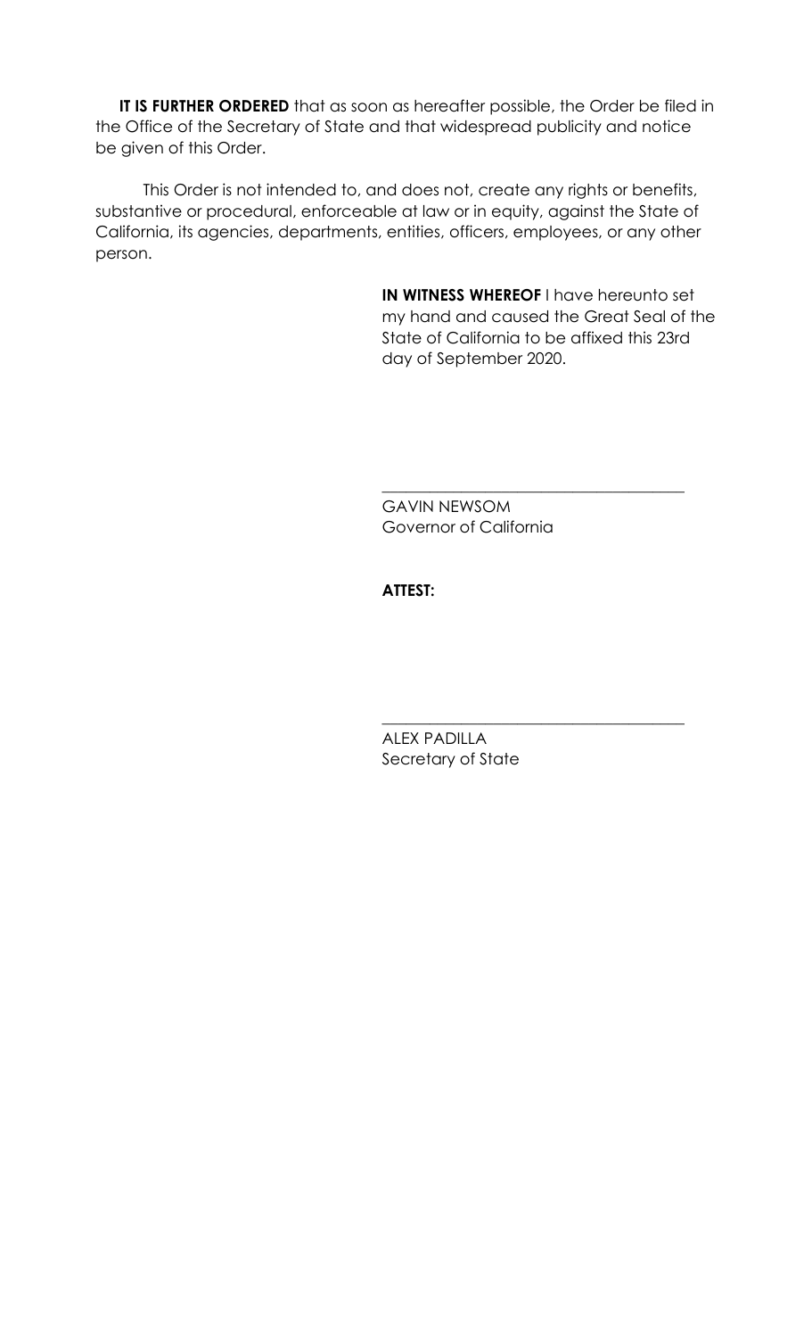**IT IS FURTHER ORDERED** that as soon as hereafter possible, the Order be filed in the Office of the Secretary of State and that widespread publicity and notice be given of this Order.

This Order is not intended to, and does not, create any rights or benefits, substantive or procedural, enforceable at law or in equity, against the State of California, its agencies, departments, entities, officers, employees, or any other person.

**IN WITNESS WHEREOF** I have hereunto set my hand and caused the Great Seal of the State of California to be affixed this 23rd day of September 2020.

_______________________________________

GAVIN NEWSOM
Governor of California

**ATTEST:**

_______________________________________

ALEX PADILLA
Secretary of State